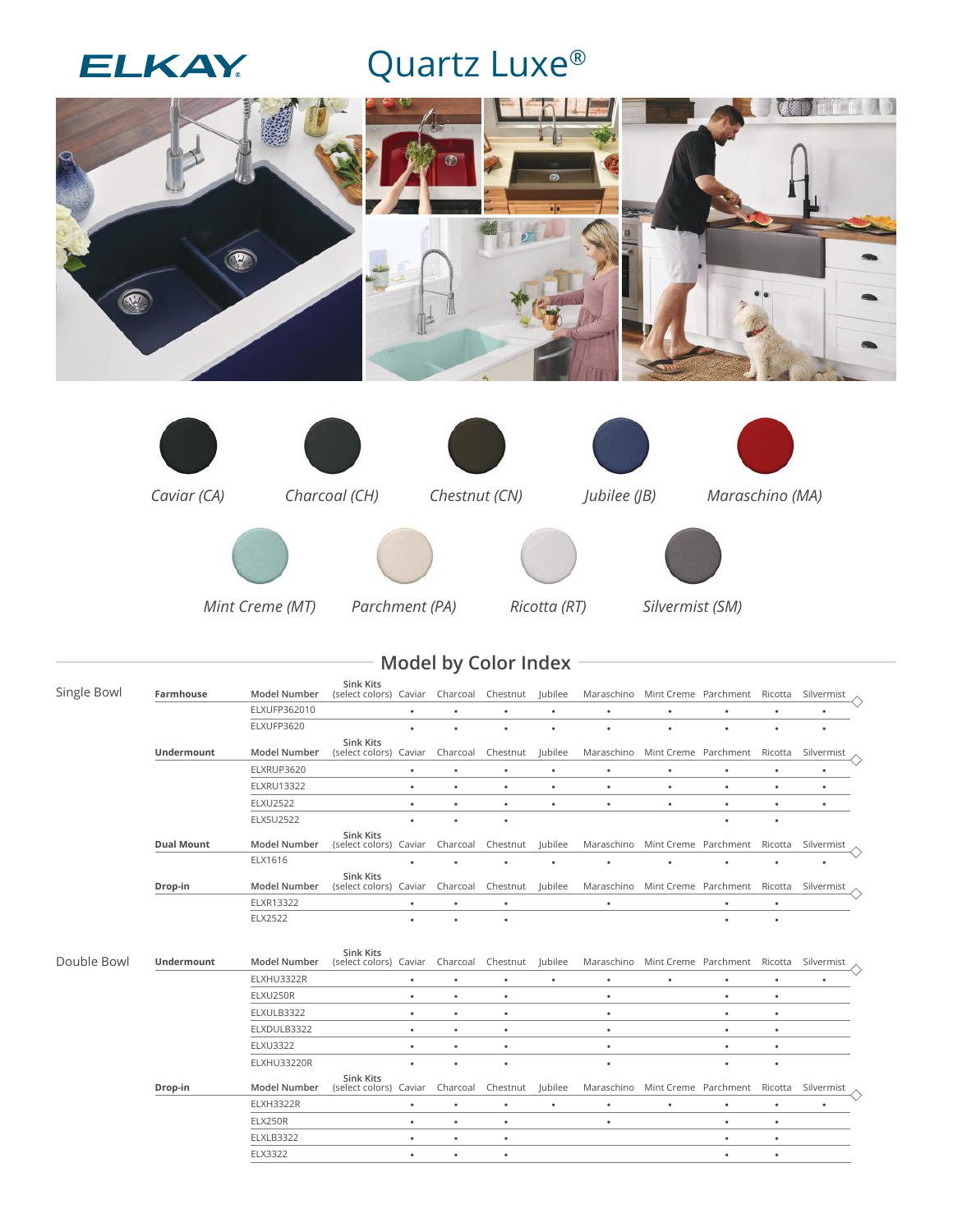ELKAY

# Quartz Luxe®

Caviar (CA) | Charcoal (CH) | Chestnut (CN) | Jubilee (JB) | Maraschino (MA)

Mint Creme (MT) | Parchment (PA) | Ricotta (RT) | Silvermist (SM)

## Model by Color Index

### Single Bowl

**Farmhouse**

| Model Number | Sink Kits (select colors) | Caviar | Charcoal | Chestnut | Jubilee | Maraschino | Mint Creme | Parchment | Ricotta | Silvermist |
|---|---|---|---|---|---|---|---|---|---|---|
| ELXUFP362010 | | • | • | • | • | • | • | • | • | • |
| ELXUFP3620 | | • | • | • | • | • | • | • | • | • |

**Undermount**

| Model Number | Sink Kits (select colors) | Caviar | Charcoal | Chestnut | Jubilee | Maraschino | Mint Creme | Parchment | Ricotta | Silvermist |
|---|---|---|---|---|---|---|---|---|---|---|
| ELXRUP3620 | | • | • | • | • | • | • | • | • | • |
| ELXRU13322 | | • | • | • | • | • | • | • | • | • |
| ELXU2522 | | • | • | • | • | • | • | • | • | • |
| ELXSU2522 | | • | • | • | | | | • | • | |

**Dual Mount**

| Model Number | Sink Kits (select colors) | Caviar | Charcoal | Chestnut | Jubilee | Maraschino | Mint Creme | Parchment | Ricotta | Silvermist |
|---|---|---|---|---|---|---|---|---|---|---|
| ELX1616 | | • | • | • | • | • | • | • | • | • |

**Drop-in**

| Model Number | Sink Kits (select colors) | Caviar | Charcoal | Chestnut | Jubilee | Maraschino | Mint Creme | Parchment | Ricotta | Silvermist |
|---|---|---|---|---|---|---|---|---|---|---|
| ELXR13322 | | • | • | • | | • | | • | • | |
| ELX2522 | | • | • | • | | | | • | • | |

### Double Bowl

**Undermount**

| Model Number | Sink Kits (select colors) | Caviar | Charcoal | Chestnut | Jubilee | Maraschino | Mint Creme | Parchment | Ricotta | Silvermist |
|---|---|---|---|---|---|---|---|---|---|---|
| ELXHU3322R | | • | • | • | • | • | • | • | • | • |
| ELXU250R | | • | • | • | | • | | • | • | |
| ELXULB3322 | | • | • | • | | • | | • | • | |
| ELXDULB3322 | | • | • | • | | • | | • | • | |
| ELXU3322 | | • | • | • | | • | | • | • | |
| ELXHU33220R | | • | • | • | | • | | • | • | |

**Drop-in**

| Model Number | Sink Kits (select colors) | Caviar | Charcoal | Chestnut | Jubilee | Maraschino | Mint Creme | Parchment | Ricotta | Silvermist |
|---|---|---|---|---|---|---|---|---|---|---|
| ELXH3322R | | • | • | • | • | • | • | • | • | • |
| ELX250R | | • | • | • | | • | | • | • | |
| ELXLB3322 | | • | • | • | | | | • | • | |
| ELX3322 | | • | • | • | | | | • | • | |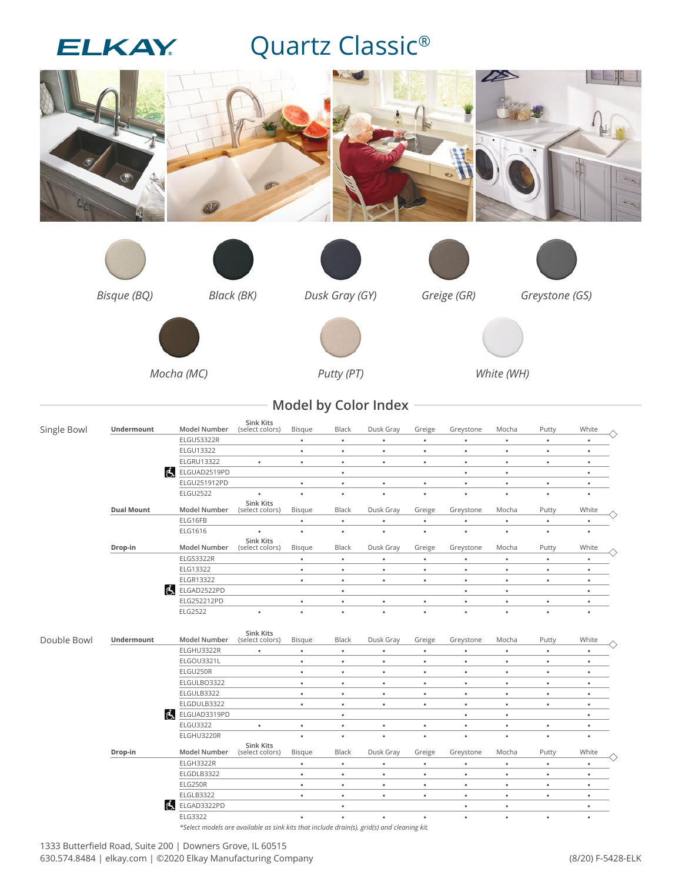# ELKAY Quartz Classic®

Bisque (BQ) | Black (BK) | Dusk Gray (GY) | Greige (GR) | Greystone (GS) | Mocha (MC) | Putty (PT) | White (WH)

## Model by Color Index

| | | | Model Number | Sink Kits (select colors) | Bisque | Black | Dusk Gray | Greige | Greystone | Mocha | Putty | White |
|---|---|---|---|---|---|---|---|---|---|---|---|---|
| Single Bowl | Undermount | | ELGUS3322R | | • | • | • | • | • | • | • | • |
| | | | ELGU13322 | | • | • | • | • | • | • | • | • |
| | | | ELGRU13322 | • | • | • | • | • | • | • | • | • |
| | | ♿ | ELGUAD2519PD | | | • | | | • | • | | • |
| | | | ELGU251912PD | | • | • | • | • | • | • | • | • |
| | | | ELGU2522 | • | • | • | • | • | • | • | • | • |
| | Dual Mount | | ELG16FB | | • | • | • | • | • | • | • | • |
| | | | ELG1616 | • | • | • | • | • | • | • | • | • |
| | Drop-in | | ELGS3322R | | • | • | • | • | • | • | • | • |
| | | | ELG13322 | | • | • | • | • | • | • | • | • |
| | | | ELGR13322 | | • | • | • | • | • | • | • | • |
| | | ♿ | ELGAD2522PD | | | • | | | • | • | | • |
| | | | ELG252212PD | | • | • | • | • | • | • | • | • |
| | | | ELG2522 | • | • | • | • | • | • | • | • | • |
| Double Bowl | Undermount | | ELGHU3322R | • | • | • | • | • | • | • | • | • |
| | | | ELGOU3321L | | • | • | • | • | • | • | • | • |
| | | | ELGU250R | | • | • | • | • | • | • | • | • |
| | | | ELGULBO3322 | | • | • | • | • | • | • | • | • |
| | | | ELGULB3322 | | • | • | • | • | • | • | • | • |
| | | | ELGDULB3322 | | • | • | • | • | • | • | • | • |
| | | ♿ | ELGUAD3319PD | | | • | | | • | • | | • |
| | | | ELGU3322 | • | • | • | • | • | • | • | • | • |
| | | | ELGHU3220R | | • | • | • | • | • | • | • | • |
| | Drop-in | | ELGH3322R | | • | • | • | • | • | • | • | • |
| | | | ELGDLB3322 | | • | • | • | • | • | • | • | • |
| | | | ELG250R | | • | • | • | • | • | • | • | • |
| | | | ELGLB3322 | | • | • | • | • | • | • | • | • |
| | | ♿ | ELGAD3322PD | | | • | | | • | • | | • |
| | | | ELG3322 | | • | • | • | • | • | • | • | • |

*Select models are available as sink kits that include drain(s), grid(s) and cleaning kit.*

1333 Butterfield Road, Suite 200 | Downers Grove, IL 60515
630.574.8484 | elkay.com | ©2020 Elkay Manufacturing Company

(8/20) F-5428-ELK